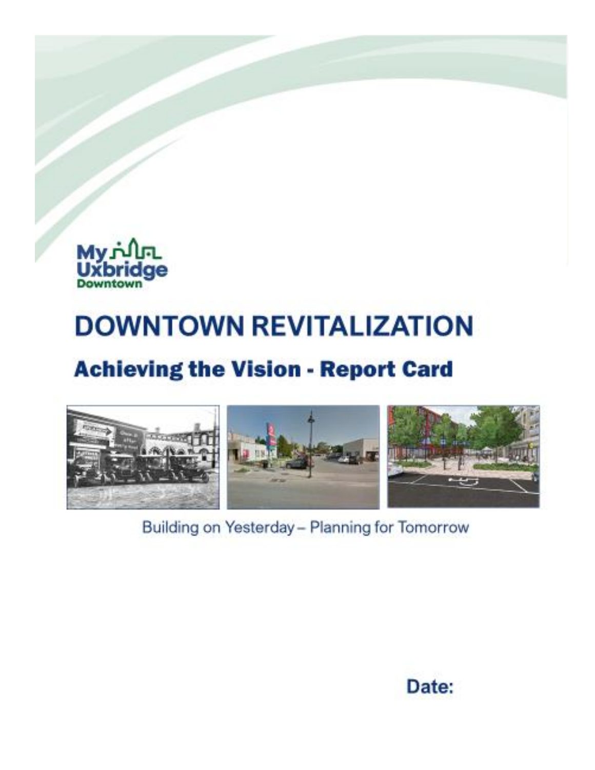My Uxbridge Downtown

# DOWNTOWN REVITALIZATION

## Achieving the Vision - Report Card

Building on Yesterday – Planning for Tomorrow

**Date:**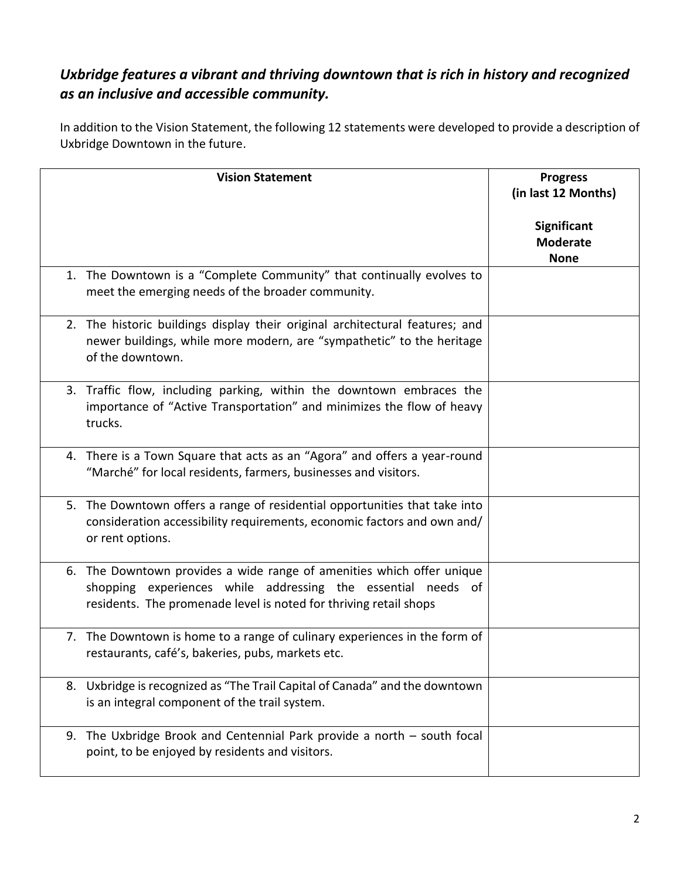***Uxbridge features a vibrant and thriving downtown that is rich in history and recognized as an inclusive and accessible community.***

In addition to the Vision Statement, the following 12 statements were developed to provide a description of Uxbridge Downtown in the future.

| **Vision Statement** | **Progress (in last 12 Months)**<br><br>**Significant**<br>**Moderate**<br>**None** |
|---|---|
| 1. The Downtown is a "Complete Community" that continually evolves to meet the emerging needs of the broader community. | |
| 2. The historic buildings display their original architectural features; and newer buildings, while more modern, are "sympathetic" to the heritage of the downtown. | |
| 3. Traffic flow, including parking, within the downtown embraces the importance of "Active Transportation" and minimizes the flow of heavy trucks. | |
| 4. There is a Town Square that acts as an "Agora" and offers a year-round "Marché" for local residents, farmers, businesses and visitors. | |
| 5. The Downtown offers a range of residential opportunities that take into consideration accessibility requirements, economic factors and own and/ or rent options. | |
| 6. The Downtown provides a wide range of amenities which offer unique shopping experiences while addressing the essential needs of residents. The promenade level is noted for thriving retail shops | |
| 7. The Downtown is home to a range of culinary experiences in the form of restaurants, café's, bakeries, pubs, markets etc. | |
| 8. Uxbridge is recognized as "The Trail Capital of Canada" and the downtown is an integral component of the trail system. | |
| 9. The Uxbridge Brook and Centennial Park provide a north – south focal point, to be enjoyed by residents and visitors. | |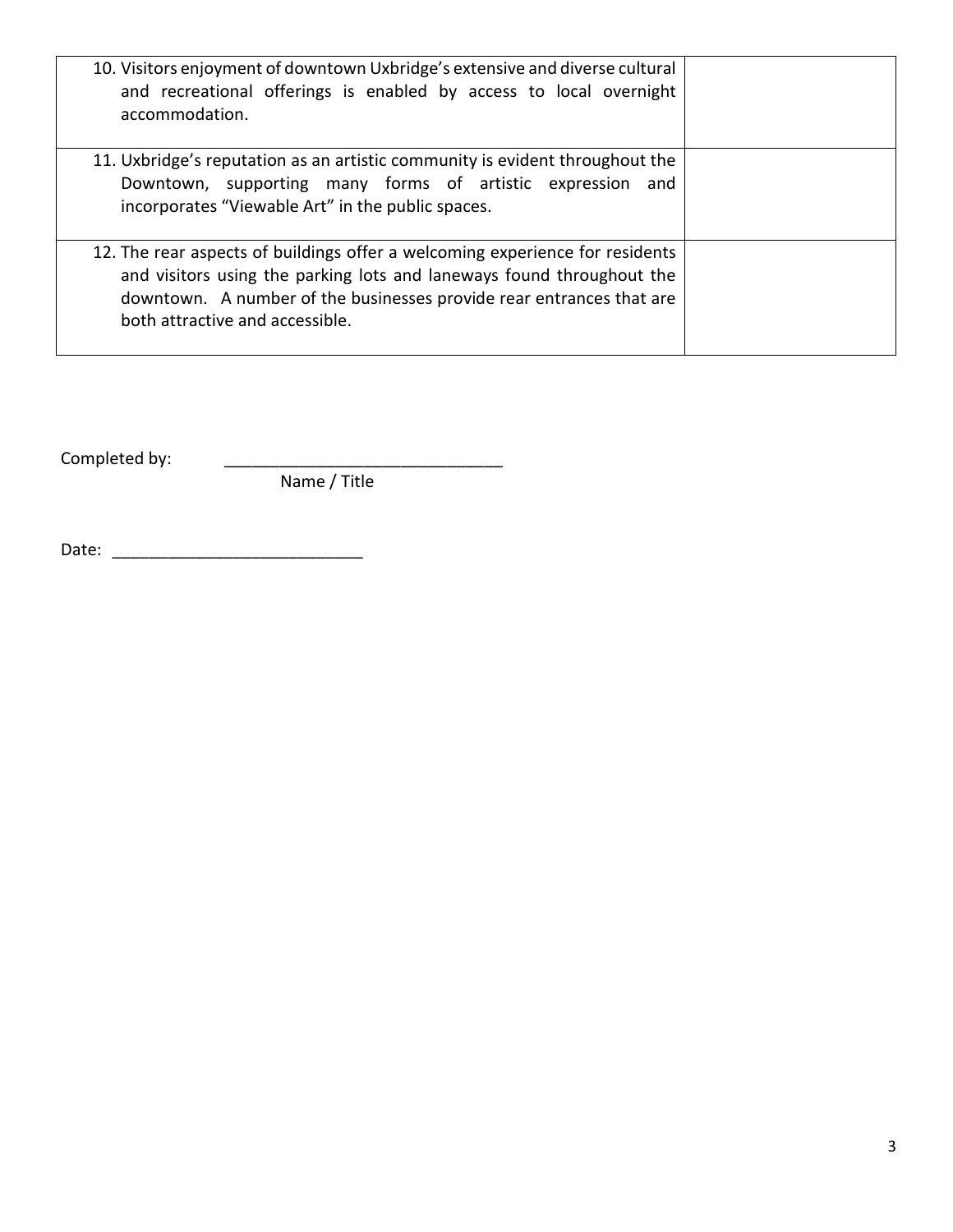| | |
|---|---|
| 10. Visitors enjoyment of downtown Uxbridge's extensive and diverse cultural and recreational offerings is enabled by access to local overnight accommodation. | |
| 11. Uxbridge's reputation as an artistic community is evident throughout the Downtown, supporting many forms of artistic expression and incorporates "Viewable Art" in the public spaces. | |
| 12. The rear aspects of buildings offer a welcoming experience for residents and visitors using the parking lots and laneways found throughout the downtown. A number of the businesses provide rear entrances that are both attractive and accessible. | |

Completed by: ______________________________
Name / Title

Date: ___________________________